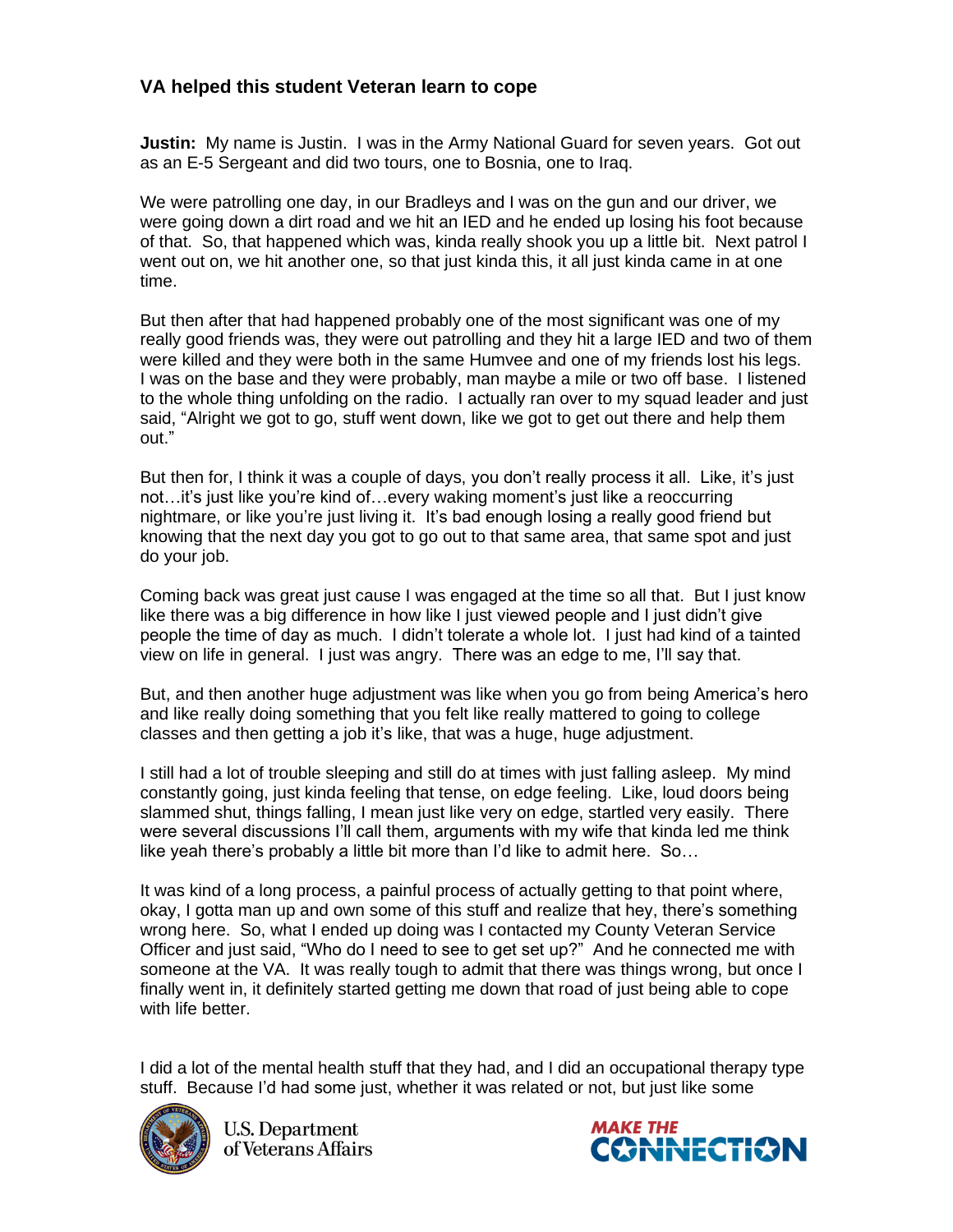### VA helped this student Veteran learn to cope

**Justin:** My name is Justin. I was in the Army National Guard for seven years. Got out as an E-5 Sergeant and did two tours, one to Bosnia, one to Iraq.

We were patrolling one day, in our Bradleys and I was on the gun and our driver, we were going down a dirt road and we hit an IED and he ended up losing his foot because of that. So, that happened which was, kinda really shook you up a little bit. Next patrol I went out on, we hit another one, so that just kinda this, it all just kinda came in at one time.

But then after that had happened probably one of the most significant was one of my really good friends was, they were out patrolling and they hit a large IED and two of them were killed and they were both in the same Humvee and one of my friends lost his legs. I was on the base and they were probably, man maybe a mile or two off base. I listened to the whole thing unfolding on the radio. I actually ran over to my squad leader and just said, "Alright we got to go, stuff went down, like we got to get out there and help them out."

But then for, I think it was a couple of days, you don't really process it all. Like, it's just not…it's just like you're kind of…every waking moment's just like a reoccurring nightmare, or like you're just living it. It's bad enough losing a really good friend but knowing that the next day you got to go out to that same area, that same spot and just do your job.

Coming back was great just cause I was engaged at the time so all that. But I just know like there was a big difference in how like I just viewed people and I just didn't give people the time of day as much. I didn't tolerate a whole lot. I just had kind of a tainted view on life in general. I just was angry. There was an edge to me, I'll say that.

But, and then another huge adjustment was like when you go from being America's hero and like really doing something that you felt like really mattered to going to college classes and then getting a job it's like, that was a huge, huge adjustment.

I still had a lot of trouble sleeping and still do at times with just falling asleep. My mind constantly going, just kinda feeling that tense, on edge feeling. Like, loud doors being slammed shut, things falling, I mean just like very on edge, startled very easily. There were several discussions I'll call them, arguments with my wife that kinda led me think like yeah there's probably a little bit more than I'd like to admit here. So…

It was kind of a long process, a painful process of actually getting to that point where, okay, I gotta man up and own some of this stuff and realize that hey, there's something wrong here. So, what I ended up doing was I contacted my County Veteran Service Officer and just said, "Who do I need to see to get set up?" And he connected me with someone at the VA. It was really tough to admit that there was things wrong, but once I finally went in, it definitely started getting me down that road of just being able to cope with life better.

I did a lot of the mental health stuff that they had, and I did an occupational therapy type stuff. Because I'd had some just, whether it was related or not, but just like some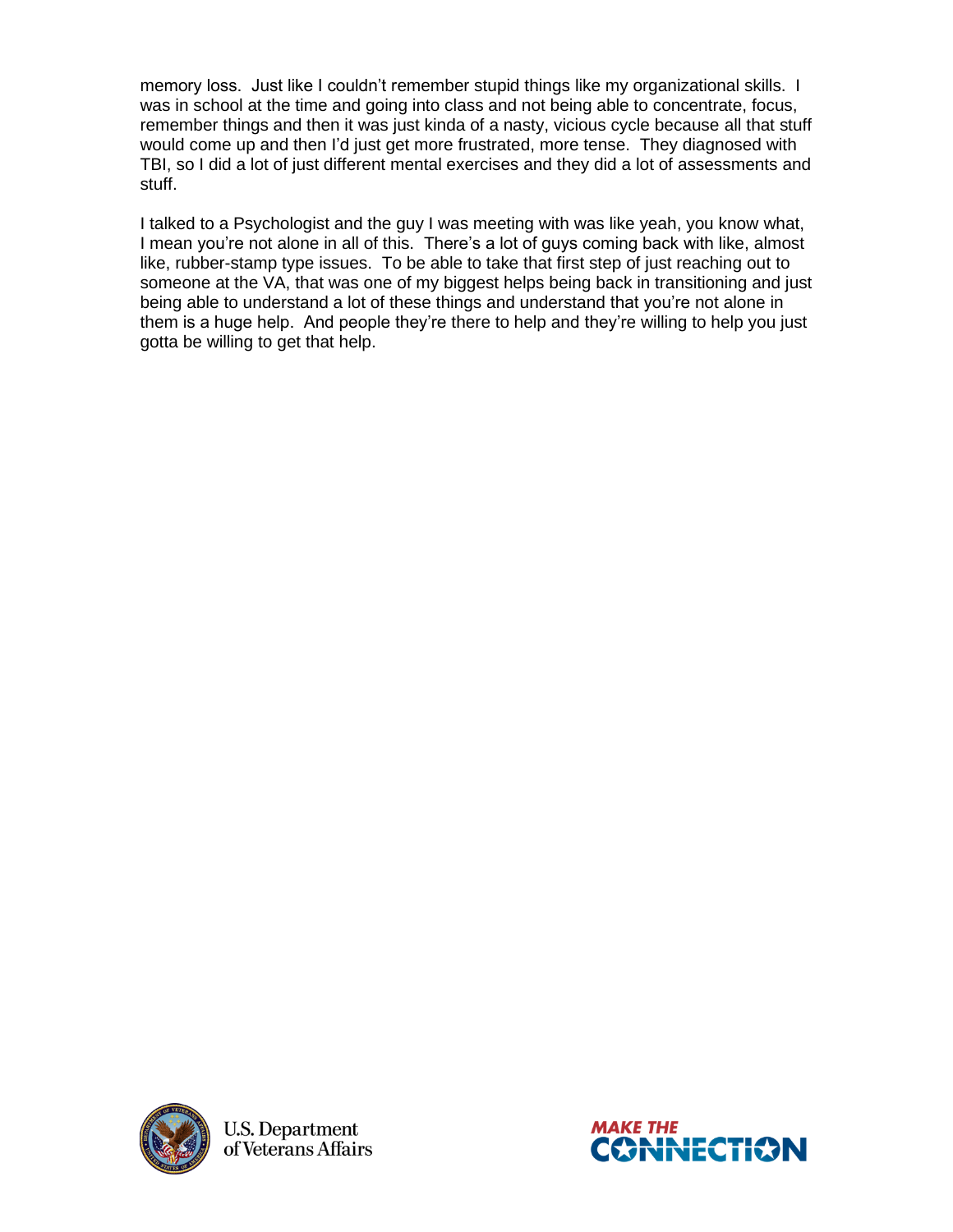memory loss. Just like I couldn't remember stupid things like my organizational skills. I was in school at the time and going into class and not being able to concentrate, focus, remember things and then it was just kinda of a nasty, vicious cycle because all that stuff would come up and then I'd just get more frustrated, more tense. They diagnosed with TBI, so I did a lot of just different mental exercises and they did a lot of assessments and stuff.

I talked to a Psychologist and the guy I was meeting with was like yeah, you know what, I mean you're not alone in all of this. There's a lot of guys coming back with like, almost like, rubber-stamp type issues. To be able to take that first step of just reaching out to someone at the VA, that was one of my biggest helps being back in transitioning and just being able to understand a lot of these things and understand that you're not alone in them is a huge help. And people they're there to help and they're willing to help you just gotta be willing to get that help.